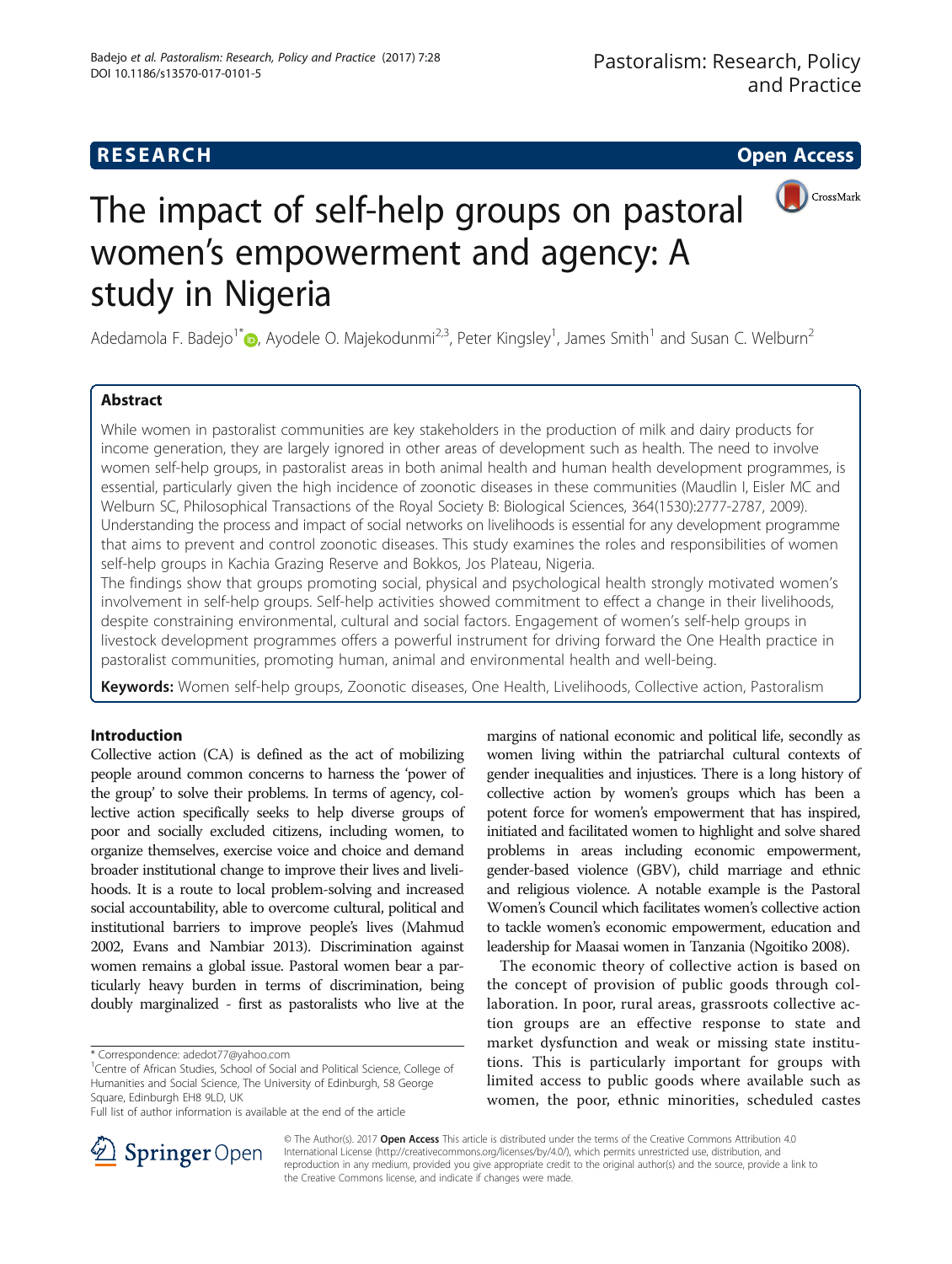RESEARCH Open Access

# The impact of self-help groups on pastoral women's empowerment and agency: A study in Nigeria

Adedamola F. Badejo[1*], Ayodele O. Majekodunmi[2,3], Peter Kingsley[1], James Smith[1] and Susan C. Welburn[2]

## Abstract

While women in pastoralist communities are key stakeholders in the production of milk and dairy products for income generation, they are largely ignored in other areas of development such as health. The need to involve women self-help groups, in pastoralist areas in both animal health and human health development programmes, is essential, particularly given the high incidence of zoonotic diseases in these communities (Maudlin I, Eisler MC and Welburn SC, Philosophical Transactions of the Royal Society B: Biological Sciences, 364(1530):2777-2787, 2009). Understanding the process and impact of social networks on livelihoods is essential for any development programme that aims to prevent and control zoonotic diseases. This study examines the roles and responsibilities of women self-help groups in Kachia Grazing Reserve and Bokkos, Jos Plateau, Nigeria.

The findings show that groups promoting social, physical and psychological health strongly motivated women's involvement in self-help groups. Self-help activities showed commitment to effect a change in their livelihoods, despite constraining environmental, cultural and social factors. Engagement of women's self-help groups in livestock development programmes offers a powerful instrument for driving forward the One Health practice in pastoralist communities, promoting human, animal and environmental health and well-being.

**Keywords:** Women self-help groups, Zoonotic diseases, One Health, Livelihoods, Collective action, Pastoralism

## Introduction

Collective action (CA) is defined as the act of mobilizing people around common concerns to harness the 'power of the group' to solve their problems. In terms of agency, collective action specifically seeks to help diverse groups of poor and socially excluded citizens, including women, to organize themselves, exercise voice and choice and demand broader institutional change to improve their lives and livelihoods. It is a route to local problem-solving and increased social accountability, able to overcome cultural, political and institutional barriers to improve people's lives (Mahmud 2002, Evans and Nambiar 2013). Discrimination against women remains a global issue. Pastoral women bear a particularly heavy burden in terms of discrimination, being doubly marginalized - first as pastoralists who live at the margins of national economic and political life, secondly as women living within the patriarchal cultural contexts of gender inequalities and injustices. There is a long history of collective action by women's groups which has been a potent force for women's empowerment that has inspired, initiated and facilitated women to highlight and solve shared problems in areas including economic empowerment, gender-based violence (GBV), child marriage and ethnic and religious violence. A notable example is the Pastoral Women's Council which facilitates women's collective action to tackle women's economic empowerment, education and leadership for Maasai women in Tanzania (Ngoitiko 2008).

The economic theory of collective action is based on the concept of provision of public goods through collaboration. In poor, rural areas, grassroots collective action groups are an effective response to state and market dysfunction and weak or missing state institutions. This is particularly important for groups with limited access to public goods where available such as women, the poor, ethnic minorities, scheduled castes

\* Correspondence: adedot77@yahoo.com

[1]Centre of African Studies, School of Social and Political Science, College of Humanities and Social Science, The University of Edinburgh, 58 George Square, Edinburgh EH8 9LD, UK

Full list of author information is available at the end of the article

© The Author(s). 2017 **Open Access** This article is distributed under the terms of the Creative Commons Attribution 4.0 International License (http://creativecommons.org/licenses/by/4.0/), which permits unrestricted use, distribution, and reproduction in any medium, provided you give appropriate credit to the original author(s) and the source, provide a link to the Creative Commons license, and indicate if changes were made.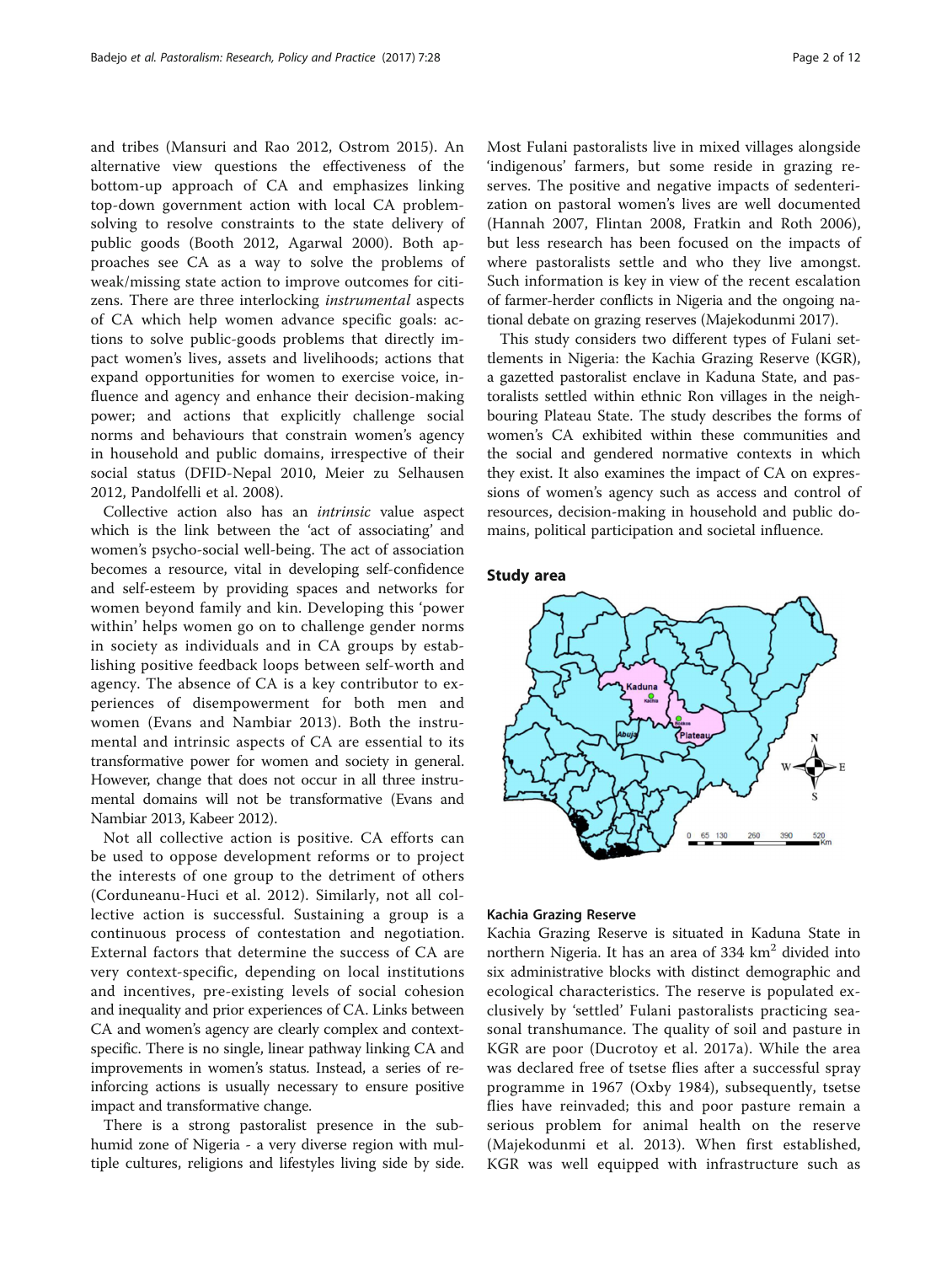and tribes (Mansuri and Rao 2012, Ostrom 2015). An alternative view questions the effectiveness of the bottom-up approach of CA and emphasizes linking top-down government action with local CA problem-solving to resolve constraints to the state delivery of public goods (Booth 2012, Agarwal 2000). Both approaches see CA as a way to solve the problems of weak/missing state action to improve outcomes for citizens. There are three interlocking *instrumental* aspects of CA which help women advance specific goals: actions to solve public-goods problems that directly impact women's lives, assets and livelihoods; actions that expand opportunities for women to exercise voice, influence and agency and enhance their decision-making power; and actions that explicitly challenge social norms and behaviours that constrain women's agency in household and public domains, irrespective of their social status (DFID-Nepal 2010, Meier zu Selhausen 2012, Pandolfelli et al. 2008).

Collective action also has an *intrinsic* value aspect which is the link between the 'act of associating' and women's psycho-social well-being. The act of association becomes a resource, vital in developing self-confidence and self-esteem by providing spaces and networks for women beyond family and kin. Developing this 'power within' helps women go on to challenge gender norms in society as individuals and in CA groups by establishing positive feedback loops between self-worth and agency. The absence of CA is a key contributor to experiences of disempowerment for both men and women (Evans and Nambiar 2013). Both the instrumental and intrinsic aspects of CA are essential to its transformative power for women and society in general. However, change that does not occur in all three instrumental domains will not be transformative (Evans and Nambiar 2013, Kabeer 2012).

Not all collective action is positive. CA efforts can be used to oppose development reforms or to project the interests of one group to the detriment of others (Corduneanu-Huci et al. 2012). Similarly, not all collective action is successful. Sustaining a group is a continuous process of contestation and negotiation. External factors that determine the success of CA are very context-specific, depending on local institutions and incentives, pre-existing levels of social cohesion and inequality and prior experiences of CA. Links between CA and women's agency are clearly complex and context-specific. There is no single, linear pathway linking CA and improvements in women's status. Instead, a series of reinforcing actions is usually necessary to ensure positive impact and transformative change.

There is a strong pastoralist presence in the subhumid zone of Nigeria - a very diverse region with multiple cultures, religions and lifestyles living side by side. Most Fulani pastoralists live in mixed villages alongside 'indigenous' farmers, but some reside in grazing reserves. The positive and negative impacts of sedenterization on pastoral women's lives are well documented (Hannah 2007, Flintan 2008, Fratkin and Roth 2006), but less research has been focused on the impacts of where pastoralists settle and who they live amongst. Such information is key in view of the recent escalation of farmer-herder conflicts in Nigeria and the ongoing national debate on grazing reserves (Majekodunmi 2017).

This study considers two different types of Fulani settlements in Nigeria: the Kachia Grazing Reserve (KGR), a gazetted pastoralist enclave in Kaduna State, and pastoralists settled within ethnic Ron villages in the neighbouring Plateau State. The study describes the forms of women's CA exhibited within these communities and the social and gendered normative contexts in which they exist. It also examines the impact of CA on expressions of women's agency such as access and control of resources, decision-making in household and public domains, political participation and societal influence.

## Study area

### Kachia Grazing Reserve

Kachia Grazing Reserve is situated in Kaduna State in northern Nigeria. It has an area of 334 km$^2$ divided into six administrative blocks with distinct demographic and ecological characteristics. The reserve is populated exclusively by 'settled' Fulani pastoralists practicing seasonal transhumance. The quality of soil and pasture in KGR are poor (Ducrotoy et al. 2017a). While the area was declared free of tsetse flies after a successful spray programme in 1967 (Oxby 1984), subsequently, tsetse flies have reinvaded; this and poor pasture remain a serious problem for animal health on the reserve (Majekodunmi et al. 2013). When first established, KGR was well equipped with infrastructure such as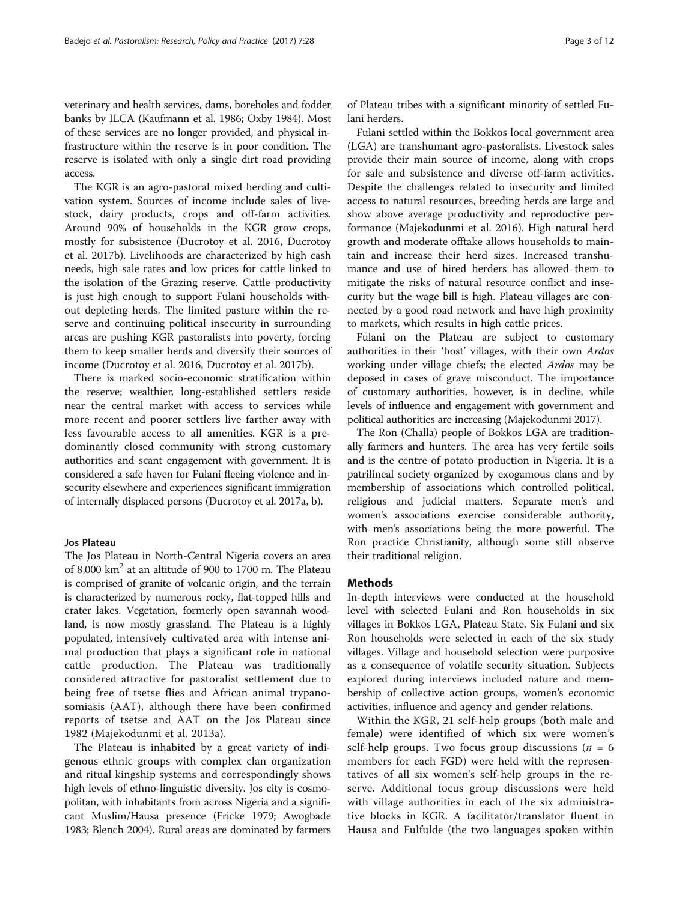veterinary and health services, dams, boreholes and fodder banks by ILCA (Kaufmann et al. 1986; Oxby 1984). Most of these services are no longer provided, and physical infrastructure within the reserve is in poor condition. The reserve is isolated with only a single dirt road providing access.

The KGR is an agro-pastoral mixed herding and cultivation system. Sources of income include sales of livestock, dairy products, crops and off-farm activities. Around 90% of households in the KGR grow crops, mostly for subsistence (Ducrotoy et al. 2016, Ducrotoy et al. 2017b). Livelihoods are characterized by high cash needs, high sale rates and low prices for cattle linked to the isolation of the Grazing reserve. Cattle productivity is just high enough to support Fulani households without depleting herds. The limited pasture within the reserve and continuing political insecurity in surrounding areas are pushing KGR pastoralists into poverty, forcing them to keep smaller herds and diversify their sources of income (Ducrotoy et al. 2016, Ducrotoy et al. 2017b).

There is marked socio-economic stratification within the reserve; wealthier, long-established settlers reside near the central market with access to services while more recent and poorer settlers live farther away with less favourable access to all amenities. KGR is a predominantly closed community with strong customary authorities and scant engagement with government. It is considered a safe haven for Fulani fleeing violence and insecurity elsewhere and experiences significant immigration of internally displaced persons (Ducrotoy et al. 2017a, b).

#### Jos Plateau

The Jos Plateau in North-Central Nigeria covers an area of 8,000 km$^2$ at an altitude of 900 to 1700 m. The Plateau is comprised of granite of volcanic origin, and the terrain is characterized by numerous rocky, flat-topped hills and crater lakes. Vegetation, formerly open savannah woodland, is now mostly grassland. The Plateau is a highly populated, intensively cultivated area with intense animal production that plays a significant role in national cattle production. The Plateau was traditionally considered attractive for pastoralist settlement due to being free of tsetse flies and African animal trypanosomiasis (AAT), although there have been confirmed reports of tsetse and AAT on the Jos Plateau since 1982 (Majekodunmi et al. 2013a).

The Plateau is inhabited by a great variety of indigenous ethnic groups with complex clan organization and ritual kingship systems and correspondingly shows high levels of ethno-linguistic diversity. Jos city is cosmopolitan, with inhabitants from across Nigeria and a significant Muslim/Hausa presence (Fricke 1979; Awogbade 1983; Blench 2004). Rural areas are dominated by farmers of Plateau tribes with a significant minority of settled Fulani herders.

Fulani settled within the Bokkos local government area (LGA) are transhumant agro-pastoralists. Livestock sales provide their main source of income, along with crops for sale and subsistence and diverse off-farm activities. Despite the challenges related to insecurity and limited access to natural resources, breeding herds are large and show above average productivity and reproductive performance (Majekodunmi et al. 2016). High natural herd growth and moderate offtake allows households to maintain and increase their herd sizes. Increased transhumance and use of hired herders has allowed them to mitigate the risks of natural resource conflict and insecurity but the wage bill is high. Plateau villages are connected by a good road network and have high proximity to markets, which results in high cattle prices.

Fulani on the Plateau are subject to customary authorities in their 'host' villages, with their own *Ardos* working under village chiefs; the elected *Ardos* may be deposed in cases of grave misconduct. The importance of customary authorities, however, is in decline, while levels of influence and engagement with government and political authorities are increasing (Majekodunmi 2017).

The Ron (Challa) people of Bokkos LGA are traditionally farmers and hunters. The area has very fertile soils and is the centre of potato production in Nigeria. It is a patrilineal society organized by exogamous clans and by membership of associations which controlled political, religious and judicial matters. Separate men's and women's associations exercise considerable authority, with men's associations being the more powerful. The Ron practice Christianity, although some still observe their traditional religion.

## Methods

In-depth interviews were conducted at the household level with selected Fulani and Ron households in six villages in Bokkos LGA, Plateau State. Six Fulani and six Ron households were selected in each of the six study villages. Village and household selection were purposive as a consequence of volatile security situation. Subjects explored during interviews included nature and membership of collective action groups, women's economic activities, influence and agency and gender relations.

Within the KGR, 21 self-help groups (both male and female) were identified of which six were women's self-help groups. Two focus group discussions ($n$ = 6 members for each FGD) were held with the representatives of all six women's self-help groups in the reserve. Additional focus group discussions were held with village authorities in each of the six administrative blocks in KGR. A facilitator/translator fluent in Hausa and Fulfulde (the two languages spoken within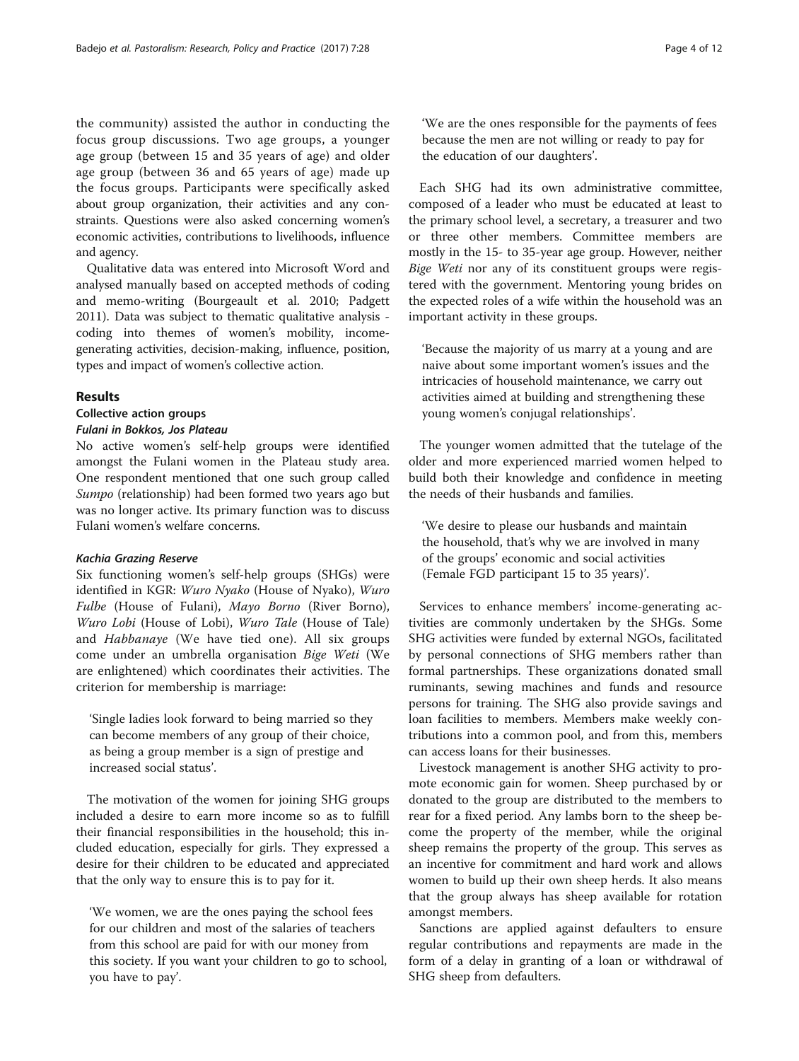the community) assisted the author in conducting the focus group discussions. Two age groups, a younger age group (between 15 and 35 years of age) and older age group (between 36 and 65 years of age) made up the focus groups. Participants were specifically asked about group organization, their activities and any constraints. Questions were also asked concerning women's economic activities, contributions to livelihoods, influence and agency.

Qualitative data was entered into Microsoft Word and analysed manually based on accepted methods of coding and memo-writing (Bourgeault et al. 2010; Padgett 2011). Data was subject to thematic qualitative analysis - coding into themes of women's mobility, income-generating activities, decision-making, influence, position, types and impact of women's collective action.

## Results

### Collective action groups

#### *Fulani in Bokkos, Jos Plateau*

No active women's self-help groups were identified amongst the Fulani women in the Plateau study area. One respondent mentioned that one such group called *Sumpo* (relationship) had been formed two years ago but was no longer active. Its primary function was to discuss Fulani women's welfare concerns.

#### *Kachia Grazing Reserve*

Six functioning women's self-help groups (SHGs) were identified in KGR: *Wuro Nyako* (House of Nyako), *Wuro Fulbe* (House of Fulani), *Mayo Borno* (River Borno), *Wuro Lobi* (House of Lobi), *Wuro Tale* (House of Tale) and *Habbanaye* (We have tied one). All six groups come under an umbrella organisation *Bige Weti* (We are enlightened) which coordinates their activities. The criterion for membership is marriage:

> 'Single ladies look forward to being married so they can become members of any group of their choice, as being a group member is a sign of prestige and increased social status'.

The motivation of the women for joining SHG groups included a desire to earn more income so as to fulfill their financial responsibilities in the household; this included education, especially for girls. They expressed a desire for their children to be educated and appreciated that the only way to ensure this is to pay for it.

> 'We women, we are the ones paying the school fees for our children and most of the salaries of teachers from this school are paid for with our money from this society. If you want your children to go to school, you have to pay'.

> 'We are the ones responsible for the payments of fees because the men are not willing or ready to pay for the education of our daughters'.

Each SHG had its own administrative committee, composed of a leader who must be educated at least to the primary school level, a secretary, a treasurer and two or three other members. Committee members are mostly in the 15- to 35-year age group. However, neither *Bige Weti* nor any of its constituent groups were registered with the government. Mentoring young brides on the expected roles of a wife within the household was an important activity in these groups.

> 'Because the majority of us marry at a young and are naive about some important women's issues and the intricacies of household maintenance, we carry out activities aimed at building and strengthening these young women's conjugal relationships'.

The younger women admitted that the tutelage of the older and more experienced married women helped to build both their knowledge and confidence in meeting the needs of their husbands and families.

> 'We desire to please our husbands and maintain the household, that's why we are involved in many of the groups' economic and social activities (Female FGD participant 15 to 35 years)'.

Services to enhance members' income-generating activities are commonly undertaken by the SHGs. Some SHG activities were funded by external NGOs, facilitated by personal connections of SHG members rather than formal partnerships. These organizations donated small ruminants, sewing machines and funds and resource persons for training. The SHG also provide savings and loan facilities to members. Members make weekly contributions into a common pool, and from this, members can access loans for their businesses.

Livestock management is another SHG activity to promote economic gain for women. Sheep purchased by or donated to the group are distributed to the members to rear for a fixed period. Any lambs born to the sheep become the property of the member, while the original sheep remains the property of the group. This serves as an incentive for commitment and hard work and allows women to build up their own sheep herds. It also means that the group always has sheep available for rotation amongst members.

Sanctions are applied against defaulters to ensure regular contributions and repayments are made in the form of a delay in granting of a loan or withdrawal of SHG sheep from defaulters.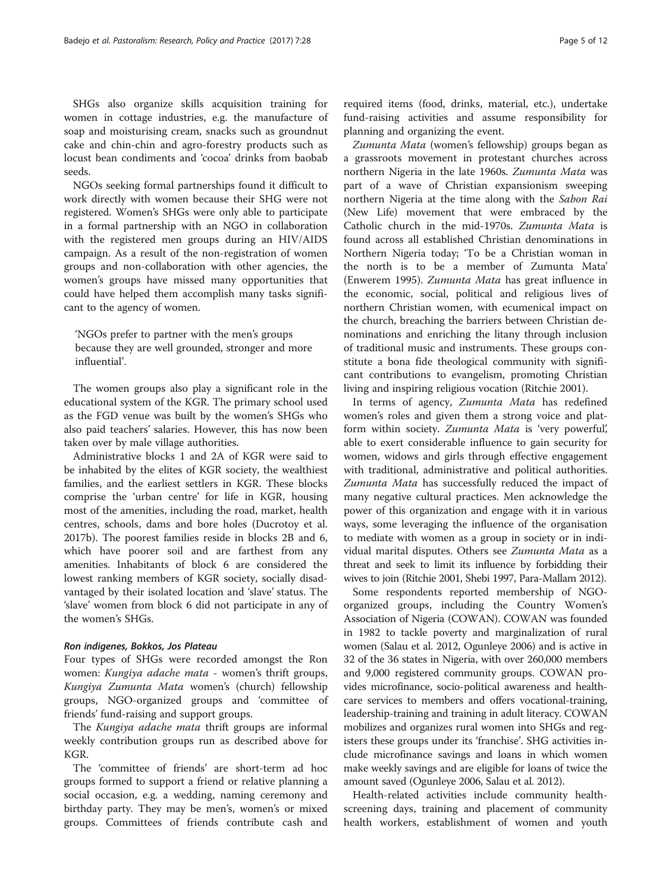SHGs also organize skills acquisition training for women in cottage industries, e.g. the manufacture of soap and moisturising cream, snacks such as groundnut cake and chin-chin and agro-forestry products such as locust bean condiments and 'cocoa' drinks from baobab seeds.

NGOs seeking formal partnerships found it difficult to work directly with women because their SHG were not registered. Women's SHGs were only able to participate in a formal partnership with an NGO in collaboration with the registered men groups during an HIV/AIDS campaign. As a result of the non-registration of women groups and non-collaboration with other agencies, the women's groups have missed many opportunities that could have helped them accomplish many tasks significant to the agency of women.

> 'NGOs prefer to partner with the men's groups because they are well grounded, stronger and more influential'.

The women groups also play a significant role in the educational system of the KGR. The primary school used as the FGD venue was built by the women's SHGs who also paid teachers' salaries. However, this has now been taken over by male village authorities.

Administrative blocks 1 and 2A of KGR were said to be inhabited by the elites of KGR society, the wealthiest families, and the earliest settlers in KGR. These blocks comprise the 'urban centre' for life in KGR, housing most of the amenities, including the road, market, health centres, schools, dams and bore holes (Ducrotoy et al. 2017b). The poorest families reside in blocks 2B and 6, which have poorer soil and are farthest from any amenities. Inhabitants of block 6 are considered the lowest ranking members of KGR society, socially disadvantaged by their isolated location and 'slave' status. The 'slave' women from block 6 did not participate in any of the women's SHGs.

#### *Ron indigenes, Bokkos, Jos Plateau*

Four types of SHGs were recorded amongst the Ron women: *Kungiya adache mata* - women's thrift groups, *Kungiya Zumunta Mata* women's (church) fellowship groups, NGO-organized groups and 'committee of friends' fund-raising and support groups.

The *Kungiya adache mata* thrift groups are informal weekly contribution groups run as described above for KGR.

The 'committee of friends' are short-term ad hoc groups formed to support a friend or relative planning a social occasion, e.g. a wedding, naming ceremony and birthday party. They may be men's, women's or mixed groups. Committees of friends contribute cash and required items (food, drinks, material, etc.), undertake fund-raising activities and assume responsibility for planning and organizing the event.

*Zumunta Mata* (women's fellowship) groups began as a grassroots movement in protestant churches across northern Nigeria in the late 1960s. *Zumunta Mata* was part of a wave of Christian expansionism sweeping northern Nigeria at the time along with the *Sabon Rai* (New Life) movement that were embraced by the Catholic church in the mid-1970s. *Zumunta Mata* is found across all established Christian denominations in Northern Nigeria today; 'To be a Christian woman in the north is to be a member of Zumunta Mata' (Enwerem 1995). *Zumunta Mata* has great influence in the economic, social, political and religious lives of northern Christian women, with ecumenical impact on the church, breaching the barriers between Christian denominations and enriching the litany through inclusion of traditional music and instruments. These groups constitute a bona fide theological community with significant contributions to evangelism, promoting Christian living and inspiring religious vocation (Ritchie 2001).

In terms of agency, *Zumunta Mata* has redefined women's roles and given them a strong voice and platform within society. *Zumunta Mata* is 'very powerful', able to exert considerable influence to gain security for women, widows and girls through effective engagement with traditional, administrative and political authorities. *Zumunta Mata* has successfully reduced the impact of many negative cultural practices. Men acknowledge the power of this organization and engage with it in various ways, some leveraging the influence of the organisation to mediate with women as a group in society or in individual marital disputes. Others see *Zumunta Mata* as a threat and seek to limit its influence by forbidding their wives to join (Ritchie 2001, Shebi 1997, Para-Mallam 2012).

Some respondents reported membership of NGO-organized groups, including the Country Women's Association of Nigeria (COWAN). COWAN was founded in 1982 to tackle poverty and marginalization of rural women (Salau et al. 2012, Ogunleye 2006) and is active in 32 of the 36 states in Nigeria, with over 260,000 members and 9,000 registered community groups. COWAN provides microfinance, socio-political awareness and healthcare services to members and offers vocational-training, leadership-training and training in adult literacy. COWAN mobilizes and organizes rural women into SHGs and registers these groups under its 'franchise'. SHG activities include microfinance savings and loans in which women make weekly savings and are eligible for loans of twice the amount saved (Ogunleye 2006, Salau et al. 2012).

Health-related activities include community health-screening days, training and placement of community health workers, establishment of women and youth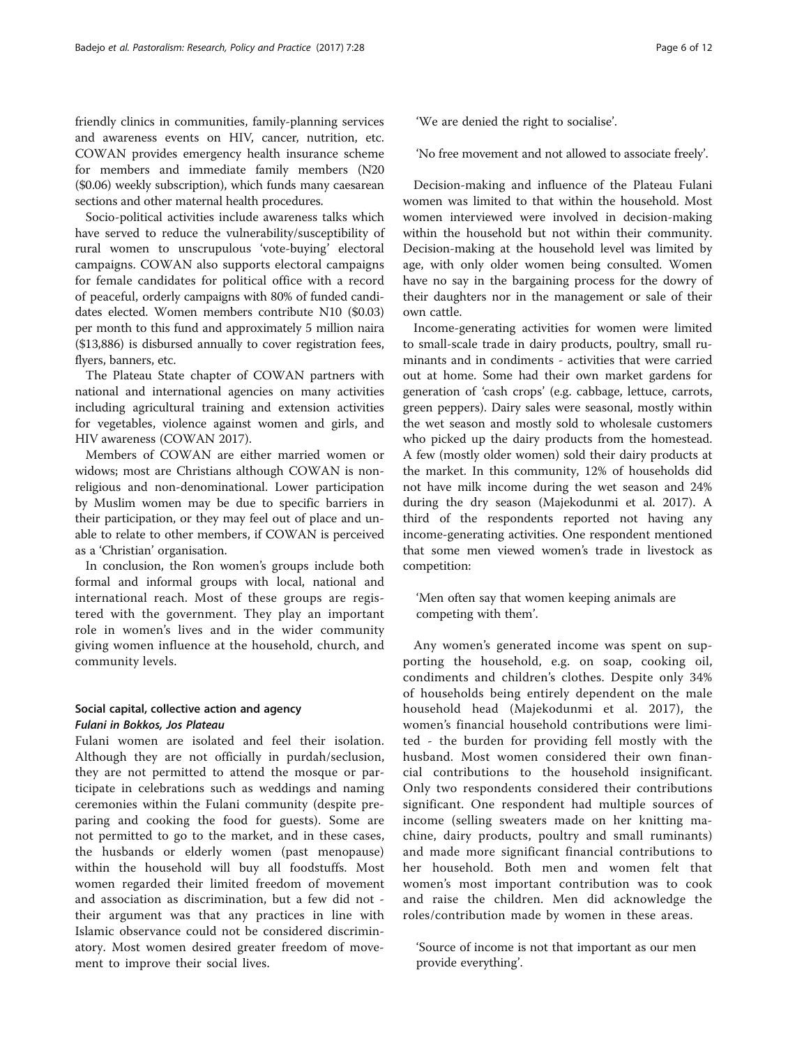friendly clinics in communities, family-planning services and awareness events on HIV, cancer, nutrition, etc. COWAN provides emergency health insurance scheme for members and immediate family members (N20 ($0.06) weekly subscription), which funds many caesarean sections and other maternal health procedures.

Socio-political activities include awareness talks which have served to reduce the vulnerability/susceptibility of rural women to unscrupulous 'vote-buying' electoral campaigns. COWAN also supports electoral campaigns for female candidates for political office with a record of peaceful, orderly campaigns with 80% of funded candidates elected. Women members contribute N10 ($0.03) per month to this fund and approximately 5 million naira ($13,886) is disbursed annually to cover registration fees, flyers, banners, etc.

The Plateau State chapter of COWAN partners with national and international agencies on many activities including agricultural training and extension activities for vegetables, violence against women and girls, and HIV awareness (COWAN 2017).

Members of COWAN are either married women or widows; most are Christians although COWAN is non-religious and non-denominational. Lower participation by Muslim women may be due to specific barriers in their participation, or they may feel out of place and unable to relate to other members, if COWAN is perceived as a 'Christian' organisation.

In conclusion, the Ron women's groups include both formal and informal groups with local, national and international reach. Most of these groups are registered with the government. They play an important role in women's lives and in the wider community giving women influence at the household, church, and community levels.

## Social capital, collective action and agency

### *Fulani in Bokkos, Jos Plateau*

Fulani women are isolated and feel their isolation. Although they are not officially in purdah/seclusion, they are not permitted to attend the mosque or participate in celebrations such as weddings and naming ceremonies within the Fulani community (despite preparing and cooking the food for guests). Some are not permitted to go to the market, and in these cases, the husbands or elderly women (past menopause) within the household will buy all foodstuffs. Most women regarded their limited freedom of movement and association as discrimination, but a few did not - their argument was that any practices in line with Islamic observance could not be considered discriminatory. Most women desired greater freedom of movement to improve their social lives.

'We are denied the right to socialise'.

'No free movement and not allowed to associate freely'.

Decision-making and influence of the Plateau Fulani women was limited to that within the household. Most women interviewed were involved in decision-making within the household but not within their community. Decision-making at the household level was limited by age, with only older women being consulted. Women have no say in the bargaining process for the dowry of their daughters nor in the management or sale of their own cattle.

Income-generating activities for women were limited to small-scale trade in dairy products, poultry, small ruminants and in condiments - activities that were carried out at home. Some had their own market gardens for generation of 'cash crops' (e.g. cabbage, lettuce, carrots, green peppers). Dairy sales were seasonal, mostly within the wet season and mostly sold to wholesale customers who picked up the dairy products from the homestead. A few (mostly older women) sold their dairy products at the market. In this community, 12% of households did not have milk income during the wet season and 24% during the dry season (Majekodunmi et al. 2017). A third of the respondents reported not having any income-generating activities. One respondent mentioned that some men viewed women's trade in livestock as competition:

'Men often say that women keeping animals are competing with them'.

Any women's generated income was spent on supporting the household, e.g. on soap, cooking oil, condiments and children's clothes. Despite only 34% of households being entirely dependent on the male household head (Majekodunmi et al. 2017), the women's financial household contributions were limited - the burden for providing fell mostly with the husband. Most women considered their own financial contributions to the household insignificant. Only two respondents considered their contributions significant. One respondent had multiple sources of income (selling sweaters made on her knitting machine, dairy products, poultry and small ruminants) and made more significant financial contributions to her household. Both men and women felt that women's most important contribution was to cook and raise the children. Men did acknowledge the roles/contribution made by women in these areas.

'Source of income is not that important as our men provide everything'.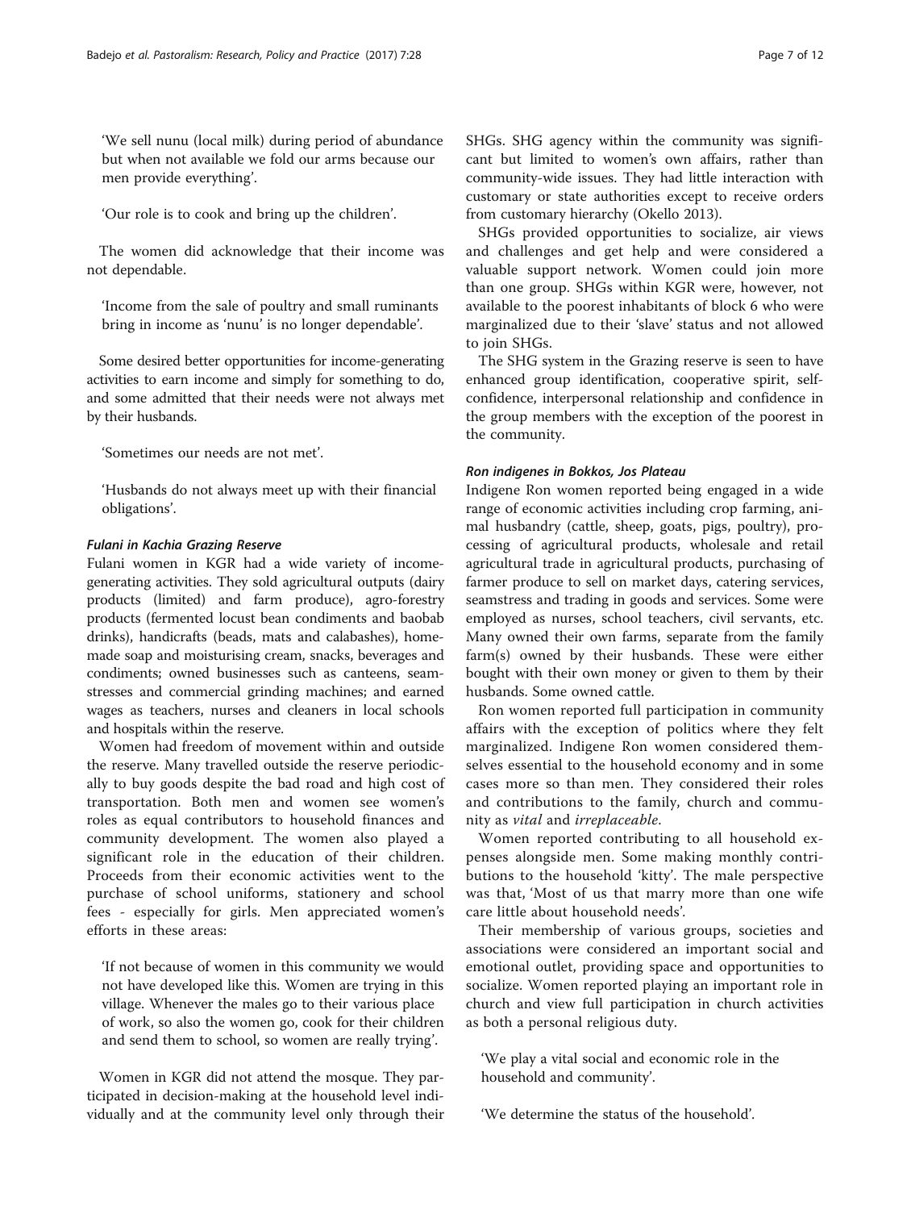'We sell nunu (local milk) during period of abundance but when not available we fold our arms because our men provide everything'.

'Our role is to cook and bring up the children'.

The women did acknowledge that their income was not dependable.

'Income from the sale of poultry and small ruminants bring in income as 'nunu' is no longer dependable'.

Some desired better opportunities for income-generating activities to earn income and simply for something to do, and some admitted that their needs were not always met by their husbands.

'Sometimes our needs are not met'.

'Husbands do not always meet up with their financial obligations'.

#### *Fulani in Kachia Grazing Reserve*

Fulani women in KGR had a wide variety of income-generating activities. They sold agricultural outputs (dairy products (limited) and farm produce), agro-forestry products (fermented locust bean condiments and baobab drinks), handicrafts (beads, mats and calabashes), home-made soap and moisturising cream, snacks, beverages and condiments; owned businesses such as canteens, seamstresses and commercial grinding machines; and earned wages as teachers, nurses and cleaners in local schools and hospitals within the reserve.

Women had freedom of movement within and outside the reserve. Many travelled outside the reserve periodically to buy goods despite the bad road and high cost of transportation. Both men and women see women's roles as equal contributors to household finances and community development. The women also played a significant role in the education of their children. Proceeds from their economic activities went to the purchase of school uniforms, stationery and school fees - especially for girls. Men appreciated women's efforts in these areas:

'If not because of women in this community we would not have developed like this. Women are trying in this village. Whenever the males go to their various place of work, so also the women go, cook for their children and send them to school, so women are really trying'.

Women in KGR did not attend the mosque. They participated in decision-making at the household level individually and at the community level only through their SHGs. SHG agency within the community was significant but limited to women's own affairs, rather than community-wide issues. They had little interaction with customary or state authorities except to receive orders from customary hierarchy (Okello 2013).

SHGs provided opportunities to socialize, air views and challenges and get help and were considered a valuable support network. Women could join more than one group. SHGs within KGR were, however, not available to the poorest inhabitants of block 6 who were marginalized due to their 'slave' status and not allowed to join SHGs.

The SHG system in the Grazing reserve is seen to have enhanced group identification, cooperative spirit, self-confidence, interpersonal relationship and confidence in the group members with the exception of the poorest in the community.

#### *Ron indigenes in Bokkos, Jos Plateau*

Indigene Ron women reported being engaged in a wide range of economic activities including crop farming, animal husbandry (cattle, sheep, goats, pigs, poultry), processing of agricultural products, wholesale and retail agricultural trade in agricultural products, purchasing of farmer produce to sell on market days, catering services, seamstress and trading in goods and services. Some were employed as nurses, school teachers, civil servants, etc. Many owned their own farms, separate from the family farm(s) owned by their husbands. These were either bought with their own money or given to them by their husbands. Some owned cattle.

Ron women reported full participation in community affairs with the exception of politics where they felt marginalized. Indigene Ron women considered themselves essential to the household economy and in some cases more so than men. They considered their roles and contributions to the family, church and community as *vital* and *irreplaceable*.

Women reported contributing to all household expenses alongside men. Some making monthly contributions to the household 'kitty'. The male perspective was that, 'Most of us that marry more than one wife care little about household needs'.

Their membership of various groups, societies and associations were considered an important social and emotional outlet, providing space and opportunities to socialize. Women reported playing an important role in church and view full participation in church activities as both a personal religious duty.

'We play a vital social and economic role in the household and community'.

'We determine the status of the household'.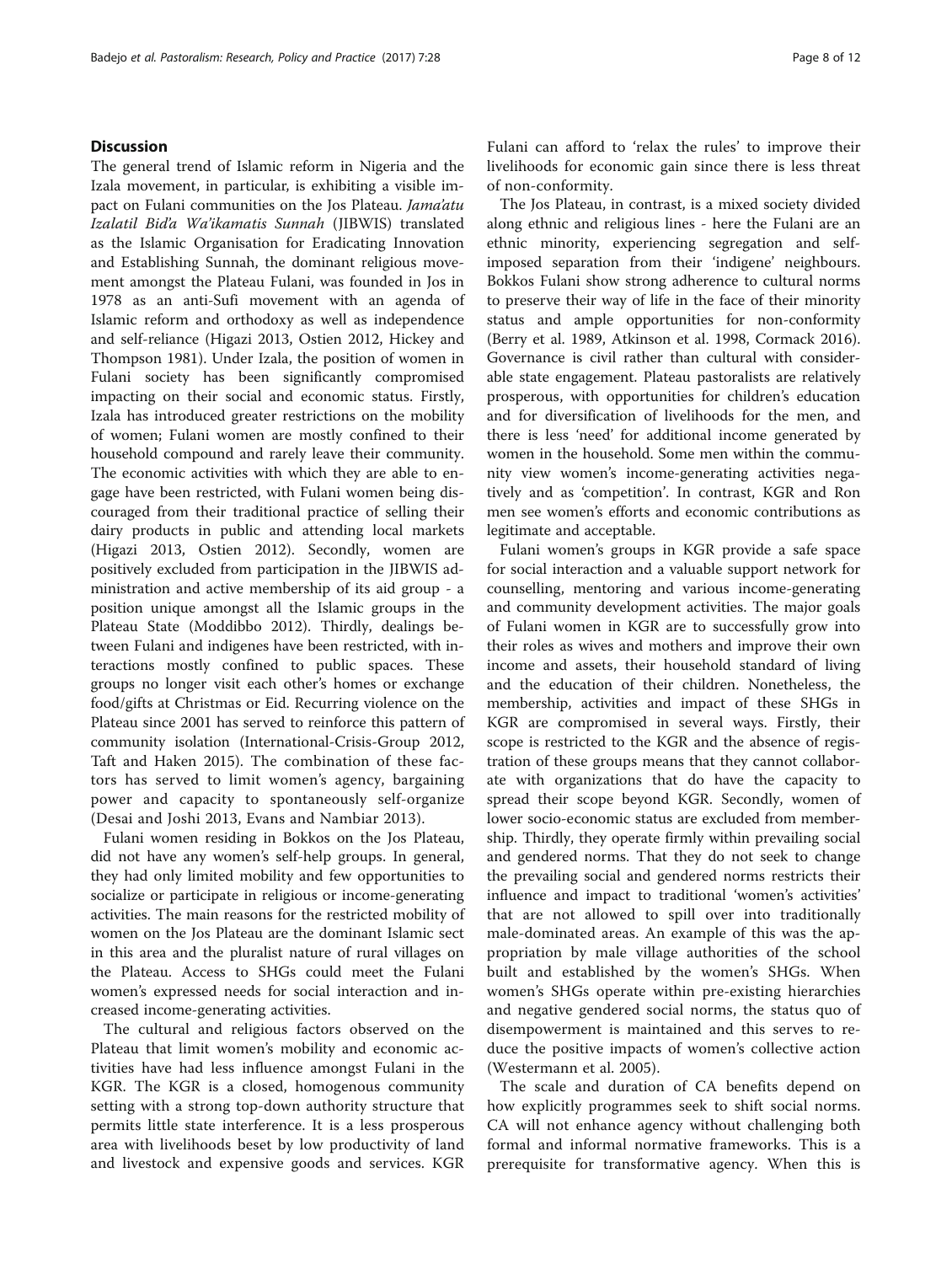## Discussion

The general trend of Islamic reform in Nigeria and the Izala movement, in particular, is exhibiting a visible impact on Fulani communities on the Jos Plateau. *Jama'atu Izalatil Bid'a Wa'ikamatis Sunnah* (JIBWIS) translated as the Islamic Organisation for Eradicating Innovation and Establishing Sunnah, the dominant religious movement amongst the Plateau Fulani, was founded in Jos in 1978 as an anti-Sufi movement with an agenda of Islamic reform and orthodoxy as well as independence and self-reliance (Higazi 2013, Ostien 2012, Hickey and Thompson 1981). Under Izala, the position of women in Fulani society has been significantly compromised impacting on their social and economic status. Firstly, Izala has introduced greater restrictions on the mobility of women; Fulani women are mostly confined to their household compound and rarely leave their community. The economic activities with which they are able to engage have been restricted, with Fulani women being discouraged from their traditional practice of selling their dairy products in public and attending local markets (Higazi 2013, Ostien 2012). Secondly, women are positively excluded from participation in the JIBWIS administration and active membership of its aid group - a position unique amongst all the Islamic groups in the Plateau State (Moddibbo 2012). Thirdly, dealings between Fulani and indigenes have been restricted, with interactions mostly confined to public spaces. These groups no longer visit each other's homes or exchange food/gifts at Christmas or Eid. Recurring violence on the Plateau since 2001 has served to reinforce this pattern of community isolation (International-Crisis-Group 2012, Taft and Haken 2015). The combination of these factors has served to limit women's agency, bargaining power and capacity to spontaneously self-organize (Desai and Joshi 2013, Evans and Nambiar 2013).

Fulani women residing in Bokkos on the Jos Plateau, did not have any women's self-help groups. In general, they had only limited mobility and few opportunities to socialize or participate in religious or income-generating activities. The main reasons for the restricted mobility of women on the Jos Plateau are the dominant Islamic sect in this area and the pluralist nature of rural villages on the Plateau. Access to SHGs could meet the Fulani women's expressed needs for social interaction and increased income-generating activities.

The cultural and religious factors observed on the Plateau that limit women's mobility and economic activities have had less influence amongst Fulani in the KGR. The KGR is a closed, homogenous community setting with a strong top-down authority structure that permits little state interference. It is a less prosperous area with livelihoods beset by low productivity of land and livestock and expensive goods and services. KGR Fulani can afford to 'relax the rules' to improve their livelihoods for economic gain since there is less threat of non-conformity.

The Jos Plateau, in contrast, is a mixed society divided along ethnic and religious lines - here the Fulani are an ethnic minority, experiencing segregation and self-imposed separation from their 'indigene' neighbours. Bokkos Fulani show strong adherence to cultural norms to preserve their way of life in the face of their minority status and ample opportunities for non-conformity (Berry et al. 1989, Atkinson et al. 1998, Cormack 2016). Governance is civil rather than cultural with considerable state engagement. Plateau pastoralists are relatively prosperous, with opportunities for children's education and for diversification of livelihoods for the men, and there is less 'need' for additional income generated by women in the household. Some men within the community view women's income-generating activities negatively and as 'competition'. In contrast, KGR and Ron men see women's efforts and economic contributions as legitimate and acceptable.

Fulani women's groups in KGR provide a safe space for social interaction and a valuable support network for counselling, mentoring and various income-generating and community development activities. The major goals of Fulani women in KGR are to successfully grow into their roles as wives and mothers and improve their own income and assets, their household standard of living and the education of their children. Nonetheless, the membership, activities and impact of these SHGs in KGR are compromised in several ways. Firstly, their scope is restricted to the KGR and the absence of registration of these groups means that they cannot collaborate with organizations that do have the capacity to spread their scope beyond KGR. Secondly, women of lower socio-economic status are excluded from membership. Thirdly, they operate firmly within prevailing social and gendered norms. That they do not seek to change the prevailing social and gendered norms restricts their influence and impact to traditional 'women's activities' that are not allowed to spill over into traditionally male-dominated areas. An example of this was the appropriation by male village authorities of the school built and established by the women's SHGs. When women's SHGs operate within pre-existing hierarchies and negative gendered social norms, the status quo of disempowerment is maintained and this serves to reduce the positive impacts of women's collective action (Westermann et al. 2005).

The scale and duration of CA benefits depend on how explicitly programmes seek to shift social norms. CA will not enhance agency without challenging both formal and informal normative frameworks. This is a prerequisite for transformative agency. When this is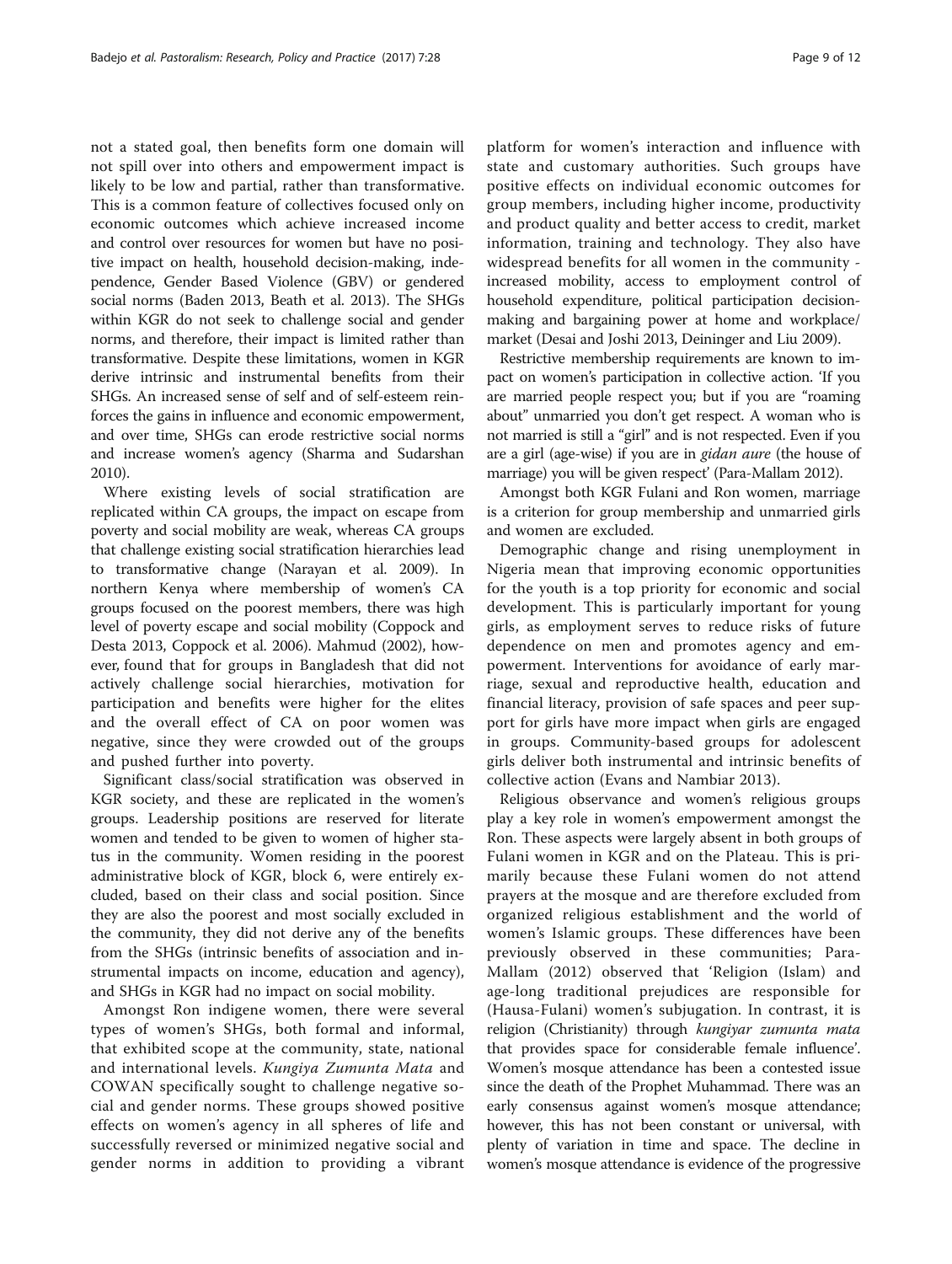not a stated goal, then benefits form one domain will not spill over into others and empowerment impact is likely to be low and partial, rather than transformative. This is a common feature of collectives focused only on economic outcomes which achieve increased income and control over resources for women but have no positive impact on health, household decision-making, independence, Gender Based Violence (GBV) or gendered social norms (Baden 2013, Beath et al. 2013). The SHGs within KGR do not seek to challenge social and gender norms, and therefore, their impact is limited rather than transformative. Despite these limitations, women in KGR derive intrinsic and instrumental benefits from their SHGs. An increased sense of self and of self-esteem reinforces the gains in influence and economic empowerment, and over time, SHGs can erode restrictive social norms and increase women's agency (Sharma and Sudarshan 2010).

Where existing levels of social stratification are replicated within CA groups, the impact on escape from poverty and social mobility are weak, whereas CA groups that challenge existing social stratification hierarchies lead to transformative change (Narayan et al. 2009). In northern Kenya where membership of women's CA groups focused on the poorest members, there was high level of poverty escape and social mobility (Coppock and Desta 2013, Coppock et al. 2006). Mahmud (2002), however, found that for groups in Bangladesh that did not actively challenge social hierarchies, motivation for participation and benefits were higher for the elites and the overall effect of CA on poor women was negative, since they were crowded out of the groups and pushed further into poverty.

Significant class/social stratification was observed in KGR society, and these are replicated in the women's groups. Leadership positions are reserved for literate women and tended to be given to women of higher status in the community. Women residing in the poorest administrative block of KGR, block 6, were entirely excluded, based on their class and social position. Since they are also the poorest and most socially excluded in the community, they did not derive any of the benefits from the SHGs (intrinsic benefits of association and instrumental impacts on income, education and agency), and SHGs in KGR had no impact on social mobility.

Amongst Ron indigene women, there were several types of women's SHGs, both formal and informal, that exhibited scope at the community, state, national and international levels. *Kungiya Zumunta Mata* and COWAN specifically sought to challenge negative social and gender norms. These groups showed positive effects on women's agency in all spheres of life and successfully reversed or minimized negative social and gender norms in addition to providing a vibrant platform for women's interaction and influence with state and customary authorities. Such groups have positive effects on individual economic outcomes for group members, including higher income, productivity and product quality and better access to credit, market information, training and technology. They also have widespread benefits for all women in the community - increased mobility, access to employment control of household expenditure, political participation decision-making and bargaining power at home and workplace/market (Desai and Joshi 2013, Deininger and Liu 2009).

Restrictive membership requirements are known to impact on women's participation in collective action. 'If you are married people respect you; but if you are "roaming about" unmarried you don't get respect. A woman who is not married is still a "girl" and is not respected. Even if you are a girl (age-wise) if you are in *gidan aure* (the house of marriage) you will be given respect' (Para-Mallam 2012).

Amongst both KGR Fulani and Ron women, marriage is a criterion for group membership and unmarried girls and women are excluded.

Demographic change and rising unemployment in Nigeria mean that improving economic opportunities for the youth is a top priority for economic and social development. This is particularly important for young girls, as employment serves to reduce risks of future dependence on men and promotes agency and empowerment. Interventions for avoidance of early marriage, sexual and reproductive health, education and financial literacy, provision of safe spaces and peer support for girls have more impact when girls are engaged in groups. Community-based groups for adolescent girls deliver both instrumental and intrinsic benefits of collective action (Evans and Nambiar 2013).

Religious observance and women's religious groups play a key role in women's empowerment amongst the Ron. These aspects were largely absent in both groups of Fulani women in KGR and on the Plateau. This is primarily because these Fulani women do not attend prayers at the mosque and are therefore excluded from organized religious establishment and the world of women's Islamic groups. These differences have been previously observed in these communities; Para-Mallam (2012) observed that 'Religion (Islam) and age-long traditional prejudices are responsible for (Hausa-Fulani) women's subjugation. In contrast, it is religion (Christianity) through *kungiyar zumunta mata* that provides space for considerable female influence'. Women's mosque attendance has been a contested issue since the death of the Prophet Muhammad. There was an early consensus against women's mosque attendance; however, this has not been constant or universal, with plenty of variation in time and space. The decline in women's mosque attendance is evidence of the progressive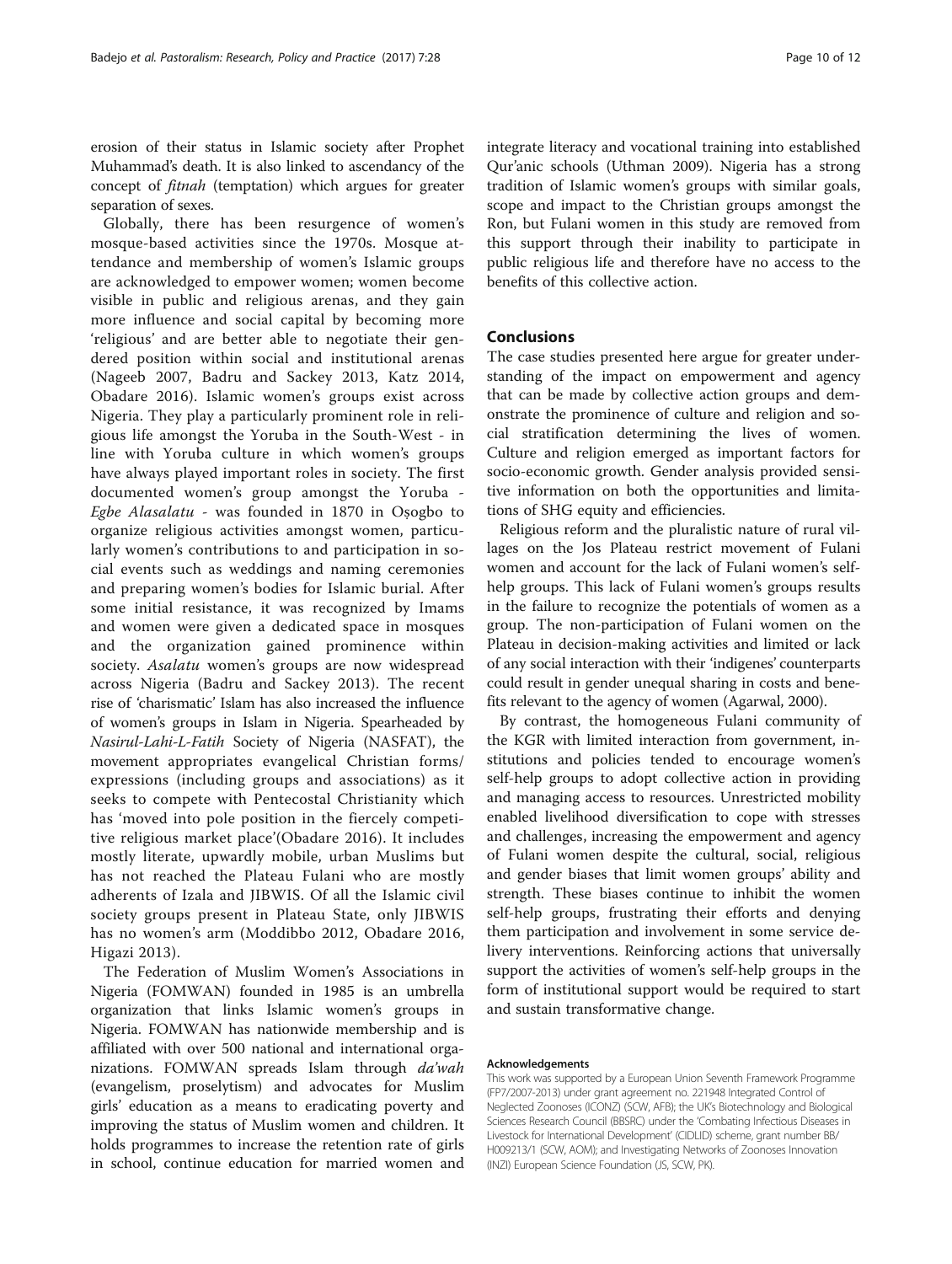erosion of their status in Islamic society after Prophet Muhammad's death. It is also linked to ascendancy of the concept of *fitnah* (temptation) which argues for greater separation of sexes.

Globally, there has been resurgence of women's mosque-based activities since the 1970s. Mosque attendance and membership of women's Islamic groups are acknowledged to empower women; women become visible in public and religious arenas, and they gain more influence and social capital by becoming more 'religious' and are better able to negotiate their gendered position within social and institutional arenas (Nageeb 2007, Badru and Sackey 2013, Katz 2014, Obadare 2016). Islamic women's groups exist across Nigeria. They play a particularly prominent role in religious life amongst the Yoruba in the South-West - in line with Yoruba culture in which women's groups have always played important roles in society. The first documented women's group amongst the Yoruba - *Egbe Alasalatu* - was founded in 1870 in Oṣogbo to organize religious activities amongst women, particularly women's contributions to and participation in social events such as weddings and naming ceremonies and preparing women's bodies for Islamic burial. After some initial resistance, it was recognized by Imams and women were given a dedicated space in mosques and the organization gained prominence within society. *Asalatu* women's groups are now widespread across Nigeria (Badru and Sackey 2013). The recent rise of 'charismatic' Islam has also increased the influence of women's groups in Islam in Nigeria. Spearheaded by *Nasirul-Lahi-L-Fatih* Society of Nigeria (NASFAT), the movement appropriates evangelical Christian forms/expressions (including groups and associations) as it seeks to compete with Pentecostal Christianity which has 'moved into pole position in the fiercely competitive religious market place'(Obadare 2016). It includes mostly literate, upwardly mobile, urban Muslims but has not reached the Plateau Fulani who are mostly adherents of Izala and JIBWIS. Of all the Islamic civil society groups present in Plateau State, only JIBWIS has no women's arm (Moddibbo 2012, Obadare 2016, Higazi 2013).

The Federation of Muslim Women's Associations in Nigeria (FOMWAN) founded in 1985 is an umbrella organization that links Islamic women's groups in Nigeria. FOMWAN has nationwide membership and is affiliated with over 500 national and international organizations. FOMWAN spreads Islam through *da'wah* (evangelism, proselytism) and advocates for Muslim girls' education as a means to eradicating poverty and improving the status of Muslim women and children. It holds programmes to increase the retention rate of girls in school, continue education for married women and integrate literacy and vocational training into established Qur'anic schools (Uthman 2009). Nigeria has a strong tradition of Islamic women's groups with similar goals, scope and impact to the Christian groups amongst the Ron, but Fulani women in this study are removed from this support through their inability to participate in public religious life and therefore have no access to the benefits of this collective action.

## Conclusions

The case studies presented here argue for greater understanding of the impact on empowerment and agency that can be made by collective action groups and demonstrate the prominence of culture and religion and social stratification determining the lives of women. Culture and religion emerged as important factors for socio-economic growth. Gender analysis provided sensitive information on both the opportunities and limitations of SHG equity and efficiencies.

Religious reform and the pluralistic nature of rural villages on the Jos Plateau restrict movement of Fulani women and account for the lack of Fulani women's self-help groups. This lack of Fulani women's groups results in the failure to recognize the potentials of women as a group. The non-participation of Fulani women on the Plateau in decision-making activities and limited or lack of any social interaction with their 'indigenes' counterparts could result in gender unequal sharing in costs and benefits relevant to the agency of women (Agarwal, 2000).

By contrast, the homogeneous Fulani community of the KGR with limited interaction from government, institutions and policies tended to encourage women's self-help groups to adopt collective action in providing and managing access to resources. Unrestricted mobility enabled livelihood diversification to cope with stresses and challenges, increasing the empowerment and agency of Fulani women despite the cultural, social, religious and gender biases that limit women groups' ability and strength. These biases continue to inhibit the women self-help groups, frustrating their efforts and denying them participation and involvement in some service delivery interventions. Reinforcing actions that universally support the activities of women's self-help groups in the form of institutional support would be required to start and sustain transformative change.

#### Acknowledgements

This work was supported by a European Union Seventh Framework Programme (FP7/2007-2013) under grant agreement no. 221948 Integrated Control of Neglected Zoonoses (ICONZ) (SCW, AFB); the UK's Biotechnology and Biological Sciences Research Council (BBSRC) under the 'Combating Infectious Diseases in Livestock for International Development' (CIDLID) scheme, grant number BB/H009213/1 (SCW, AOM); and Investigating Networks of Zoonoses Innovation (INZI) European Science Foundation (JS, SCW, PK).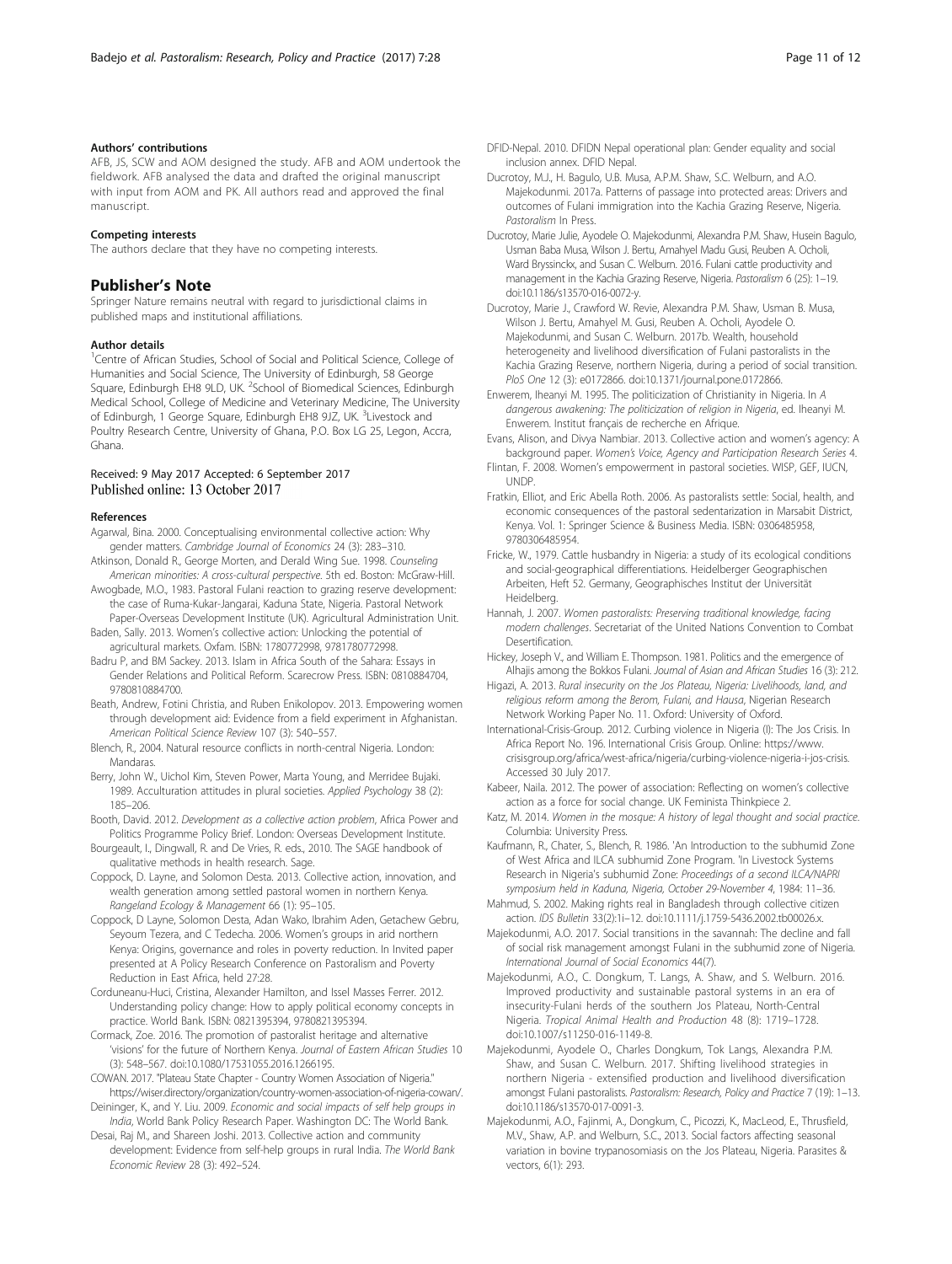#### Authors' contributions

AFB, JS, SCW and AOM designed the study. AFB and AOM undertook the fieldwork. AFB analysed the data and drafted the original manuscript with input from AOM and PK. All authors read and approved the final manuscript.

#### Competing interests

The authors declare that they have no competing interests.

### Publisher's Note

Springer Nature remains neutral with regard to jurisdictional claims in published maps and institutional affiliations.

#### Author details

[1]Centre of African Studies, School of Social and Political Science, College of Humanities and Social Science, The University of Edinburgh, 58 George Square, Edinburgh EH8 9LD, UK. [2]School of Biomedical Sciences, Edinburgh Medical School, College of Medicine and Veterinary Medicine, The University of Edinburgh, 1 George Square, Edinburgh EH8 9JZ, UK. [3]Livestock and Poultry Research Centre, University of Ghana, P.O. Box LG 25, Legon, Accra, Ghana.

Received: 9 May 2017 Accepted: 6 September 2017
Published online: 13 October 2017

#### References

Agarwal, Bina. 2000. Conceptualising environmental collective action: Why gender matters. *Cambridge Journal of Economics* 24 (3): 283–310.

Atkinson, Donald R., George Morten, and Derald Wing Sue. 1998. *Counseling American minorities: A cross-cultural perspective*. 5th ed. Boston: McGraw-Hill.

Awogbade, M.O., 1983. Pastoral Fulani reaction to grazing reserve development: the case of Ruma-Kukar-Jangarai, Kaduna State, Nigeria. Pastoral Network Paper-Overseas Development Institute (UK). Agricultural Administration Unit.

Baden, Sally. 2013. Women's collective action: Unlocking the potential of agricultural markets. Oxfam. ISBN: 1780772998, 9781780772998.

Badru P, and BM Sackey. 2013. Islam in Africa South of the Sahara: Essays in Gender Relations and Political Reform. Scarecrow Press. ISBN: 0810884704, 9780810884700.

Beath, Andrew, Fotini Christia, and Ruben Enikolopov. 2013. Empowering women through development aid: Evidence from a field experiment in Afghanistan. *American Political Science Review* 107 (3): 540–557.

Blench, R., 2004. Natural resource conflicts in north-central Nigeria. London: Mandaras.

Berry, John W., Uichol Kim, Steven Power, Marta Young, and Merridee Bujaki. 1989. Acculturation attitudes in plural societies. *Applied Psychology* 38 (2): 185–206.

Booth, David. 2012. *Development as a collective action problem*, Africa Power and Politics Programme Policy Brief. London: Overseas Development Institute.

Bourgeault, I., Dingwall, R. and De Vries, R. eds., 2010. The SAGE handbook of qualitative methods in health research. Sage.

Coppock, D. Layne, and Solomon Desta. 2013. Collective action, innovation, and wealth generation among settled pastoral women in northern Kenya. *Rangeland Ecology & Management* 66 (1): 95–105.

Coppock, D Layne, Solomon Desta, Adan Wako, Ibrahim Aden, Getachew Gebru, Seyoum Tezera, and C Tedecha. 2006. Women's groups in arid northern Kenya: Origins, governance and roles in poverty reduction. In Invited paper presented at A Policy Research Conference on Pastoralism and Poverty Reduction in East Africa, held 27:28.

Corduneanu-Huci, Cristina, Alexander Hamilton, and Issel Masses Ferrer. 2012. Understanding policy change: How to apply political economy concepts in practice. World Bank. ISBN: 0821395394, 9780821395394.

Cormack, Zoe. 2016. The promotion of pastoralist heritage and alternative 'visions' for the future of Northern Kenya. *Journal of Eastern African Studies* 10 (3): 548–567. doi:10.1080/17531055.2016.1266195.

COWAN. 2017. "Plateau State Chapter - Country Women Association of Nigeria." https://wiser.directory/organization/country-women-association-of-nigeria-cowan/.

Deininger, K., and Y. Liu. 2009. *Economic and social impacts of self help groups in India*, World Bank Policy Research Paper. Washington DC: The World Bank.

Desai, Raj M., and Shareen Joshi. 2013. Collective action and community development: Evidence from self-help groups in rural India. *The World Bank Economic Review* 28 (3): 492–524.

DFID-Nepal. 2010. DFIDN Nepal operational plan: Gender equality and social inclusion annex. DFID Nepal.

Ducrotoy, M.J., H. Bagulo, U.B. Musa, A.P.M. Shaw, S.C. Welburn, and A.O. Majekodunmi. 2017a. Patterns of passage into protected areas: Drivers and outcomes of Fulani immigration into the Kachia Grazing Reserve, Nigeria. *Pastoralism* In Press.

Ducrotoy, Marie Julie, Ayodele O. Majekodunmi, Alexandra P.M. Shaw, Husein Bagulo, Usman Baba Musa, Wilson J. Bertu, Amahyel Madu Gusi, Reuben A. Ocholi, Ward Bryssinckx, and Susan C. Welburn. 2016. Fulani cattle productivity and management in the Kachia Grazing Reserve, Nigeria. *Pastoralism* 6 (25): 1–19. doi:10.1186/s13570-016-0072-y.

Ducrotoy, Marie J., Crawford W. Revie, Alexandra P.M. Shaw, Usman B. Musa, Wilson J. Bertu, Amahyel M. Gusi, Reuben A. Ocholi, Ayodele O. Majekodunmi, and Susan C. Welburn. 2017b. Wealth, household heterogeneity and livelihood diversification of Fulani pastoralists in the Kachia Grazing Reserve, northern Nigeria, during a period of social transition. *PloS One* 12 (3): e0172866. doi:10.1371/journal.pone.0172866.

Enwerem, Iheanyi M. 1995. The politicization of Christianity in Nigeria. In *A dangerous awakening: The politicization of religion in Nigeria*, ed. Iheanyi M. Enwerem. Institut français de recherche en Afrique.

Evans, Alison, and Divya Nambiar. 2013. Collective action and women's agency: A background paper. *Women's Voice, Agency and Participation Research Series* 4.

Flintan, F. 2008. Women's empowerment in pastoral societies. WISP, GEF, IUCN, UNDP.

Fratkin, Elliot, and Eric Abella Roth. 2006. As pastoralists settle: Social, health, and economic consequences of the pastoral sedentarization in Marsabit District, Kenya. Vol. 1: Springer Science & Business Media. ISBN: 0306485958, 9780306485954.

Fricke, W., 1979. Cattle husbandry in Nigeria: a study of its ecological conditions and social-geographical differentiations. Heidelberger Geographischen Arbeiten, Heft 52. Germany, Geographisches Institut der Universität Heidelberg.

Hannah, J. 2007. *Women pastoralists: Preserving traditional knowledge, facing modern challenges*. Secretariat of the United Nations Convention to Combat Desertification.

Hickey, Joseph V., and William E. Thompson. 1981. Politics and the emergence of Alhajis among the Bokkos Fulani. *Journal of Asian and African Studies* 16 (3): 212.

Higazi, A. 2013. *Rural insecurity on the Jos Plateau, Nigeria: Livelihoods, land, and religious reform among the Berom, Fulani, and Hausa*, Nigerian Research Network Working Paper No. 11. Oxford: University of Oxford.

International-Crisis-Group. 2012. Curbing violence in Nigeria (I): The Jos Crisis. In Africa Report No. 196. International Crisis Group. Online: https://www.crisisgroup.org/africa/west-africa/nigeria/curbing-violence-nigeria-i-jos-crisis. Accessed 30 July 2017.

Kabeer, Naila. 2012. The power of association: Reflecting on women's collective action as a force for social change. UK Feminista Thinkpiece 2.

Katz, M. 2014. *Women in the mosque: A history of legal thought and social practice*. Columbia: University Press.

Kaufmann, R., Chater, S., Blench, R. 1986. 'An Introduction to the subhumid Zone of West Africa and ILCA subhumid Zone Program. 'In Livestock Systems Research in Nigeria's subhumid Zone: *Proceedings of a second ILCA/NAPRI symposium held in Kaduna, Nigeria, October 29-November 4*, 1984: 11–36.

Mahmud, S. 2002. Making rights real in Bangladesh through collective citizen action. *IDS Bulletin* 33(2):1i–12. doi:10.1111/j.1759-5436.2002.tb00026.x.

Majekodunmi, A.O. 2017. Social transitions in the savannah: The decline and fall of social risk management amongst Fulani in the subhumid zone of Nigeria. *International Journal of Social Economics* 44(7).

Majekodunmi, A.O., C. Dongkum, T. Langs, A. Shaw, and S. Welburn. 2016. Improved productivity and sustainable pastoral systems in an era of insecurity-Fulani herds of the southern Jos Plateau, North-Central Nigeria. *Tropical Animal Health and Production* 48 (8): 1719–1728. doi:10.1007/s11250-016-1149-8.

Majekodunmi, Ayodele O., Charles Dongkum, Tok Langs, Alexandra P.M. Shaw, and Susan C. Welburn. 2017. Shifting livelihood strategies in northern Nigeria - extensified production and livelihood diversification amongst Fulani pastoralists. *Pastoralism: Research, Policy and Practice* 7 (19): 1–13. doi:10.1186/s13570-017-0091-3.

Majekodunmi, A.O., Fajinmi, A., Dongkum, C., Picozzi, K., MacLeod, E., Thrusfield, M.V., Shaw, A.P. and Welburn, S.C., 2013. Social factors affecting seasonal variation in bovine trypanosomiasis on the Jos Plateau, Nigeria. Parasites & vectors, 6(1): 293.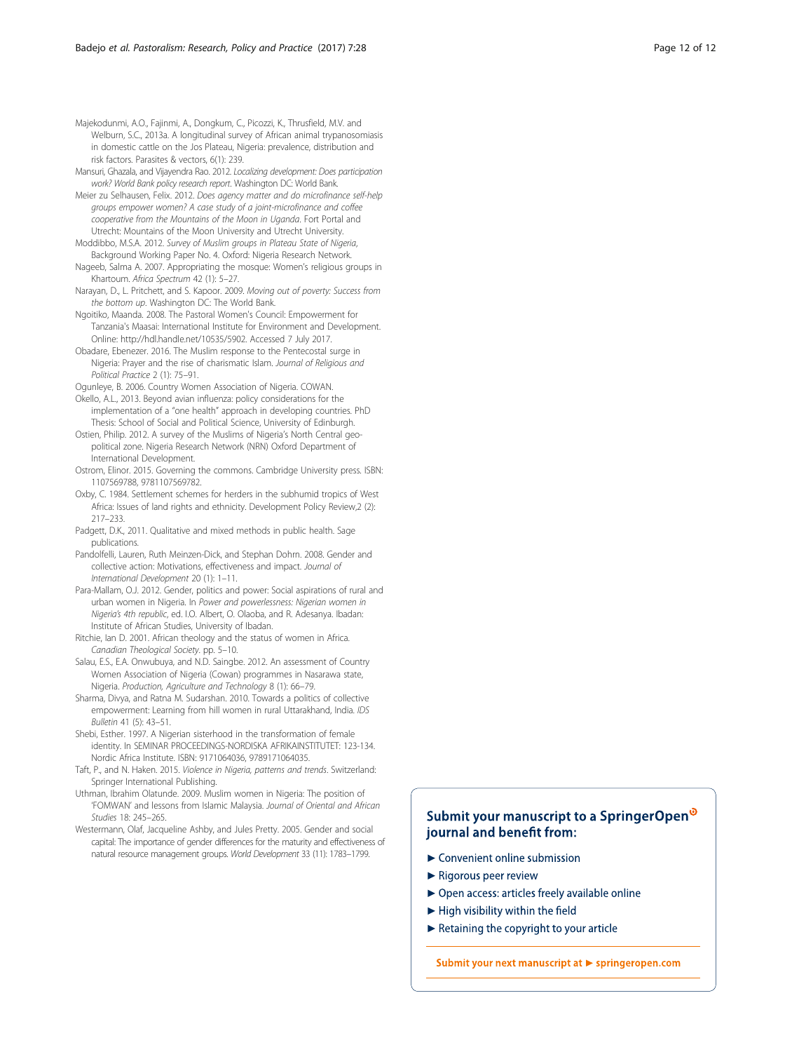Majekodunmi, A.O., Fajinmi, A., Dongkum, C., Picozzi, K., Thrusfield, M.V. and Welburn, S.C., 2013a. A longitudinal survey of African animal trypanosomiasis in domestic cattle on the Jos Plateau, Nigeria: prevalence, distribution and risk factors. Parasites & vectors, 6(1): 239.

Mansuri, Ghazala, and Vijayendra Rao. 2012. *Localizing development: Does participation work? World Bank policy research report*. Washington DC: World Bank.

Meier zu Selhausen, Felix. 2012. *Does agency matter and do microfinance self-help groups empower women? A case study of a joint-microfinance and coffee cooperative from the Mountains of the Moon in Uganda*. Fort Portal and Utrecht: Mountains of the Moon University and Utrecht University.

Moddibbo, M.S.A. 2012. *Survey of Muslim groups in Plateau State of Nigeria*, Background Working Paper No. 4. Oxford: Nigeria Research Network.

Nageeb, Salma A. 2007. Appropriating the mosque: Women's religious groups in Khartoum. *Africa Spectrum* 42 (1): 5–27.

Narayan, D., L. Pritchett, and S. Kapoor. 2009. *Moving out of poverty: Success from the bottom up*. Washington DC: The World Bank.

Ngoitiko, Maanda. 2008. The Pastoral Women's Council: Empowerment for Tanzania's Maasai: International Institute for Environment and Development. Online: http://hdl.handle.net/10535/5902. Accessed 7 July 2017.

Obadare, Ebenezer. 2016. The Muslim response to the Pentecostal surge in Nigeria: Prayer and the rise of charismatic Islam. *Journal of Religious and Political Practice* 2 (1): 75–91.

Ogunleye, B. 2006. Country Women Association of Nigeria. COWAN.

Okello, A.L., 2013. Beyond avian influenza: policy considerations for the implementation of a "one health" approach in developing countries. PhD Thesis: School of Social and Political Science, University of Edinburgh.

Ostien, Philip. 2012. A survey of the Muslims of Nigeria's North Central geo-political zone. Nigeria Research Network (NRN) Oxford Department of International Development.

Ostrom, Elinor. 2015. Governing the commons. Cambridge University press. ISBN: 1107569788, 9781107569782.

Oxby, C. 1984. Settlement schemes for herders in the subhumid tropics of West Africa: Issues of land rights and ethnicity. Development Policy Review,2 (2): 217–233.

Padgett, D.K., 2011. Qualitative and mixed methods in public health. Sage publications.

Pandolfelli, Lauren, Ruth Meinzen-Dick, and Stephan Dohrn. 2008. Gender and collective action: Motivations, effectiveness and impact. *Journal of International Development* 20 (1): 1–11.

Para-Mallam, O.J. 2012. Gender, politics and power: Social aspirations of rural and urban women in Nigeria. In *Power and powerlessness: Nigerian women in Nigeria's 4th republic*, ed. I.O. Albert, O. Olaoba, and R. Adesanya. Ibadan: Institute of African Studies, University of Ibadan.

Ritchie, Ian D. 2001. African theology and the status of women in Africa. *Canadian Theological Society*. pp. 5–10.

Salau, E.S., E.A. Onwubuya, and N.D. Saingbe. 2012. An assessment of Country Women Association of Nigeria (Cowan) programmes in Nasarawa state, Nigeria. *Production, Agriculture and Technology* 8 (1): 66–79.

Sharma, Divya, and Ratna M. Sudarshan. 2010. Towards a politics of collective empowerment: Learning from hill women in rural Uttarakhand, India. *IDS Bulletin* 41 (5): 43–51.

Shebi, Esther. 1997. A Nigerian sisterhood in the transformation of female identity. In SEMINAR PROCEEDINGS-NORDISKA AFRIKAINSTITUTET: 123-134. Nordic Africa Institute. ISBN: 9171064036, 9789171064035.

Taft, P., and N. Haken. 2015. *Violence in Nigeria, patterns and trends*. Switzerland: Springer International Publishing.

Uthman, Ibrahim Olatunde. 2009. Muslim women in Nigeria: The position of 'FOMWAN' and lessons from Islamic Malaysia. *Journal of Oriental and African Studies* 18: 245–265.

Westermann, Olaf, Jacqueline Ashby, and Jules Pretty. 2005. Gender and social capital: The importance of gender differences for the maturity and effectiveness of natural resource management groups. *World Development* 33 (11): 1783–1799.